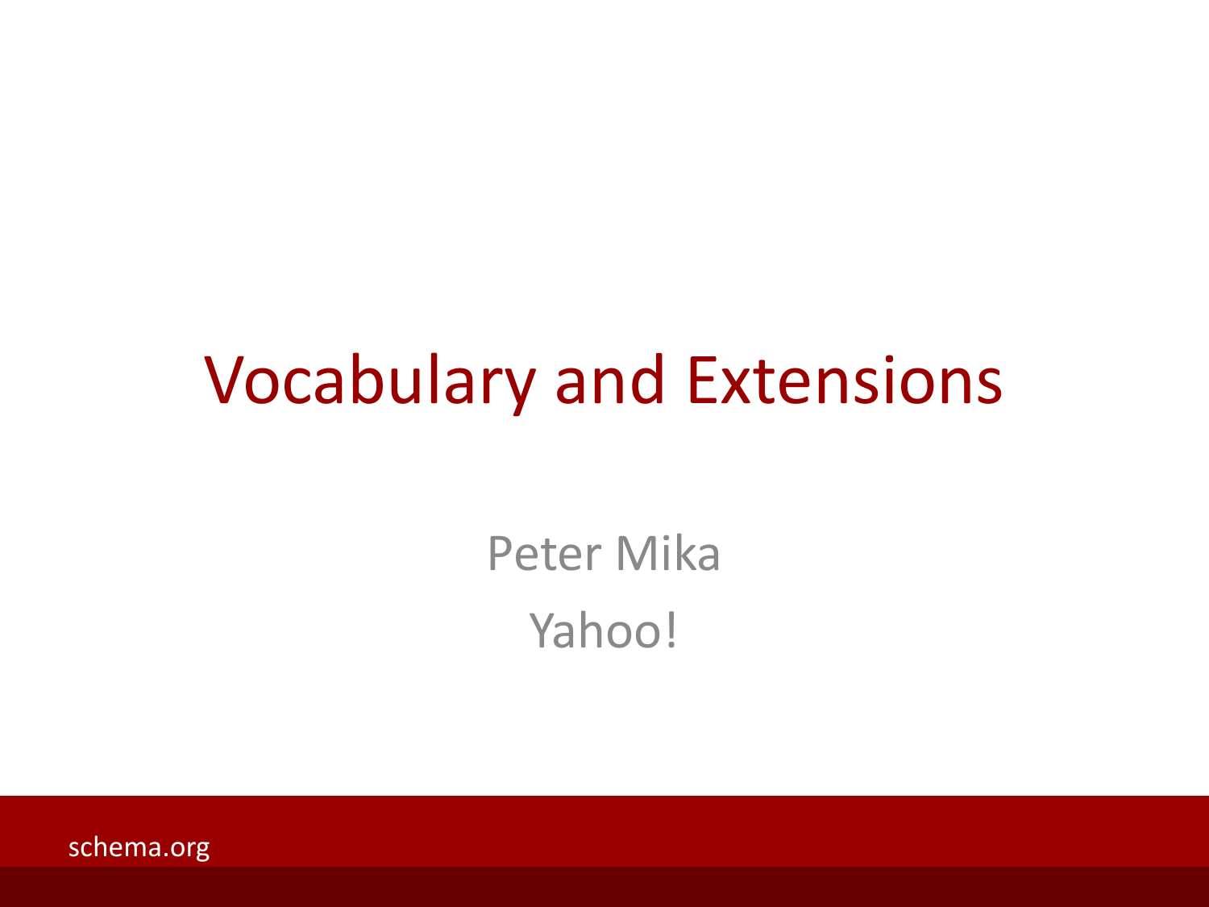# Vocabulary and Extensions

Peter Mika

Yahoo!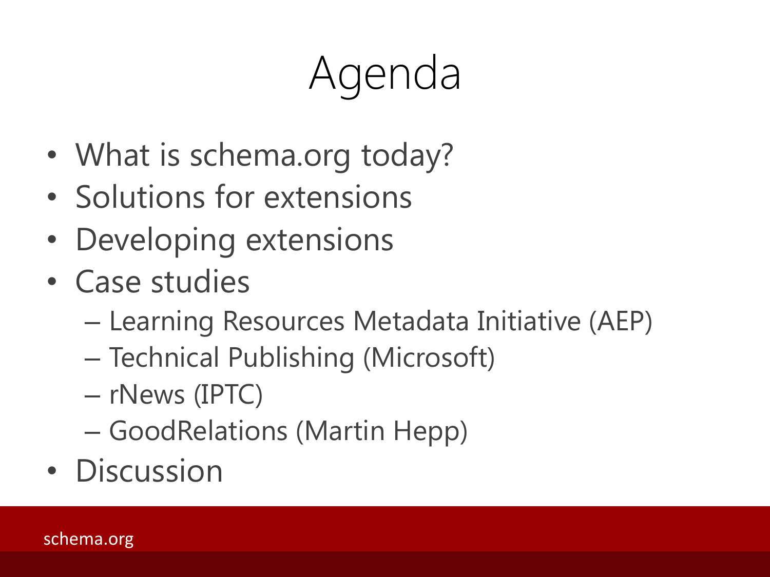# Agenda

- What is schema.org today?
- Solutions for extensions
- Developing extensions
- Case studies
  - Learning Resources Metadata Initiative (AEP)
  - Technical Publishing (Microsoft)
  - rNews (IPTC)
  - GoodRelations (Martin Hepp)
- Discussion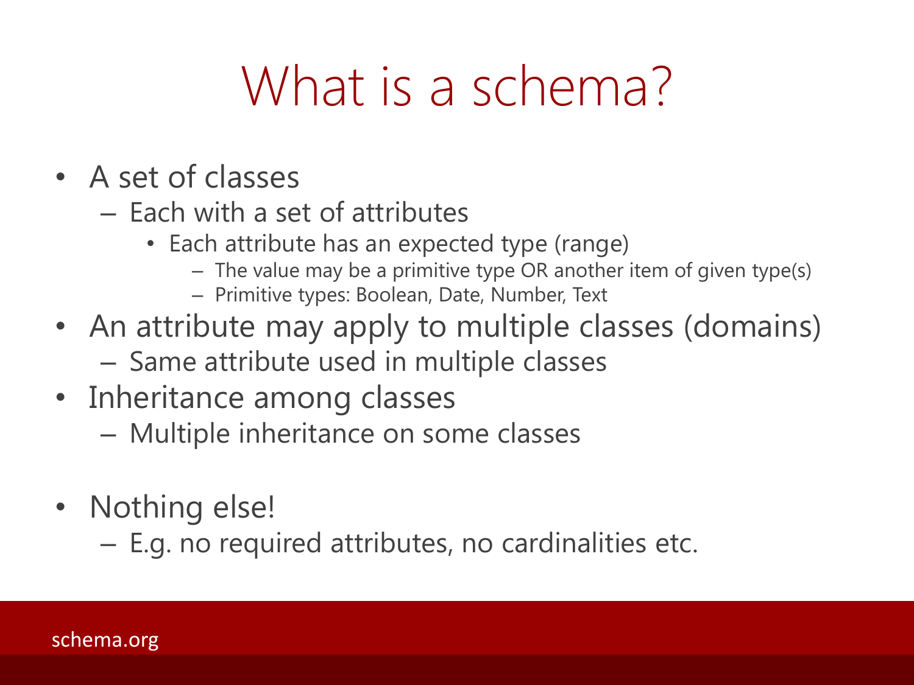# What is a schema?

- A set of classes
  - Each with a set of attributes
    - Each attribute has an expected type (range)
      - The value may be a primitive type OR another item of given type(s)
      - Primitive types: Boolean, Date, Number, Text
- An attribute may apply to multiple classes (domains)
  - Same attribute used in multiple classes
- Inheritance among classes
  - Multiple inheritance on some classes

- Nothing else!
  - E.g. no required attributes, no cardinalities etc.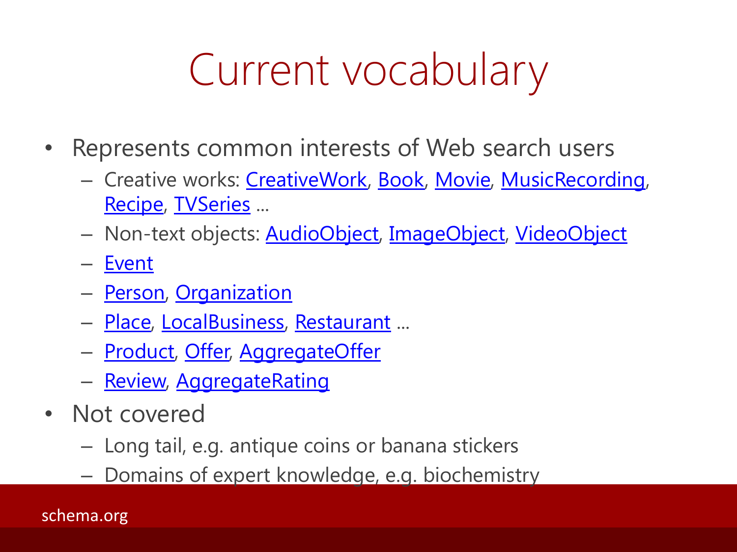# Current vocabulary

- Represents common interests of Web search users
  - Creative works: CreativeWork, Book, Movie, MusicRecording, Recipe, TVSeries …
  - Non-text objects: AudioObject, ImageObject, VideoObject
  - Event
  - Person, Organization
  - Place, LocalBusiness, Restaurant …
  - Product, Offer, AggregateOffer
  - Review, AggregateRating
- Not covered
  - Long tail, e.g. antique coins or banana stickers
  - Domains of expert knowledge, e.g. biochemistry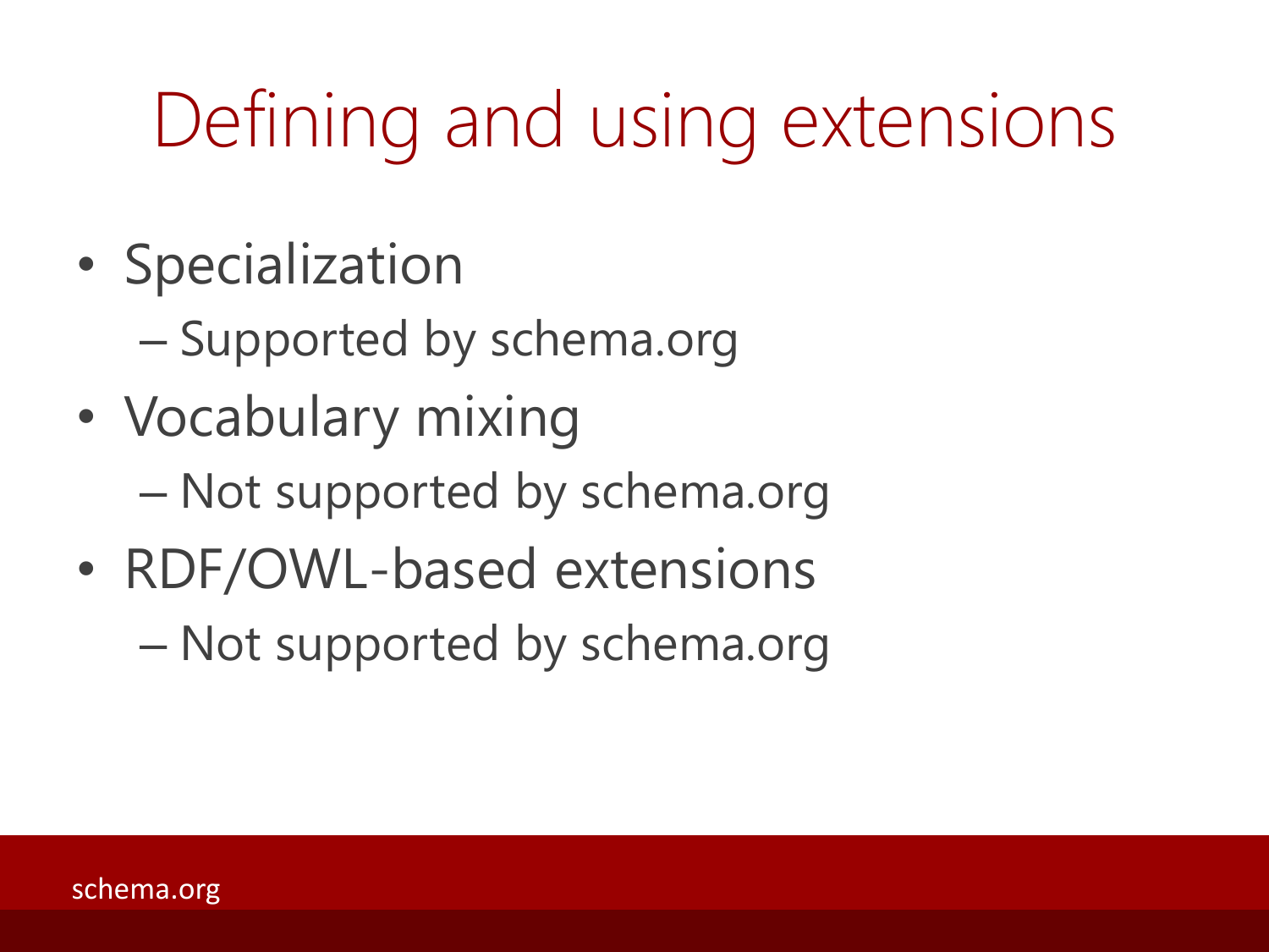# Defining and using extensions

- Specialization
  - Supported by schema.org
- Vocabulary mixing
  - Not supported by schema.org
- RDF/OWL-based extensions
  - Not supported by schema.org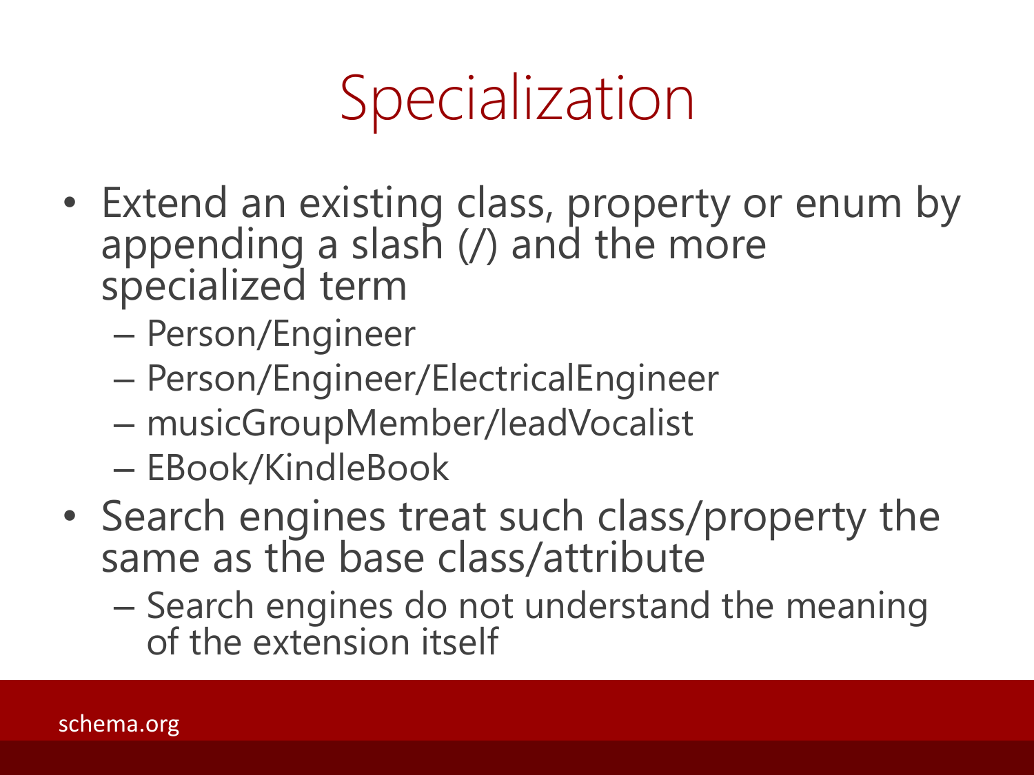# Specialization

- Extend an existing class, property or enum by appending a slash (/) and the more specialized term
  - Person/Engineer
  - Person/Engineer/ElectricalEngineer
  - musicGroupMember/leadVocalist
  - EBook/KindleBook
- Search engines treat such class/property the same as the base class/attribute
  - Search engines do not understand the meaning of the extension itself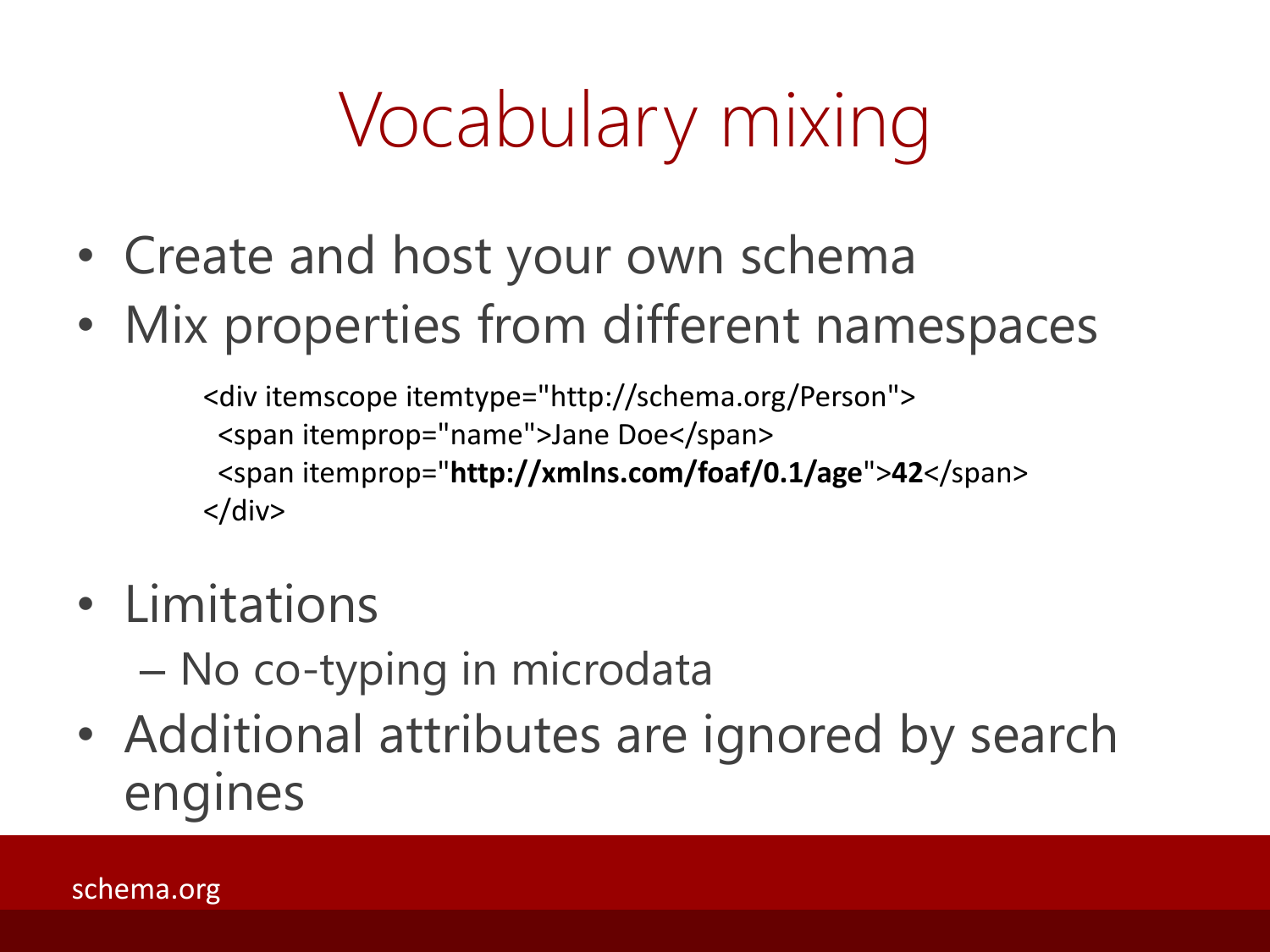# Vocabulary mixing

- Create and host your own schema
- Mix properties from different namespaces

```
<div itemscope itemtype="http://schema.org/Person">
  <span itemprop="name">Jane Doe</span>
  <span itemprop="http://xmlns.com/foaf/0.1/age">42</span>
</div>
```

- Limitations
  - No co-typing in microdata
- Additional attributes are ignored by search engines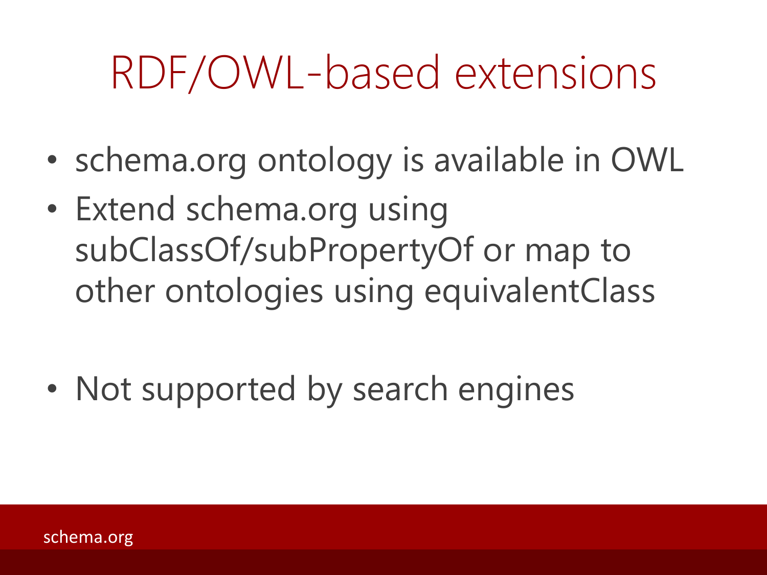# RDF/OWL-based extensions

- schema.org ontology is available in OWL
- Extend schema.org using subClassOf/subPropertyOf or map to other ontologies using equivalentClass

- Not supported by search engines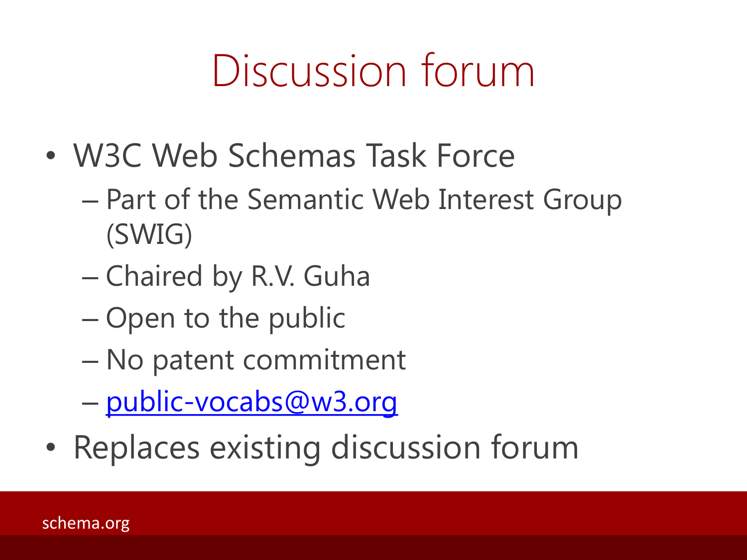# Discussion forum

- W3C Web Schemas Task Force
  - Part of the Semantic Web Interest Group (SWIG)
  - Chaired by R.V. Guha
  - Open to the public
  - No patent commitment
  - public-vocabs@w3.org
- Replaces existing discussion forum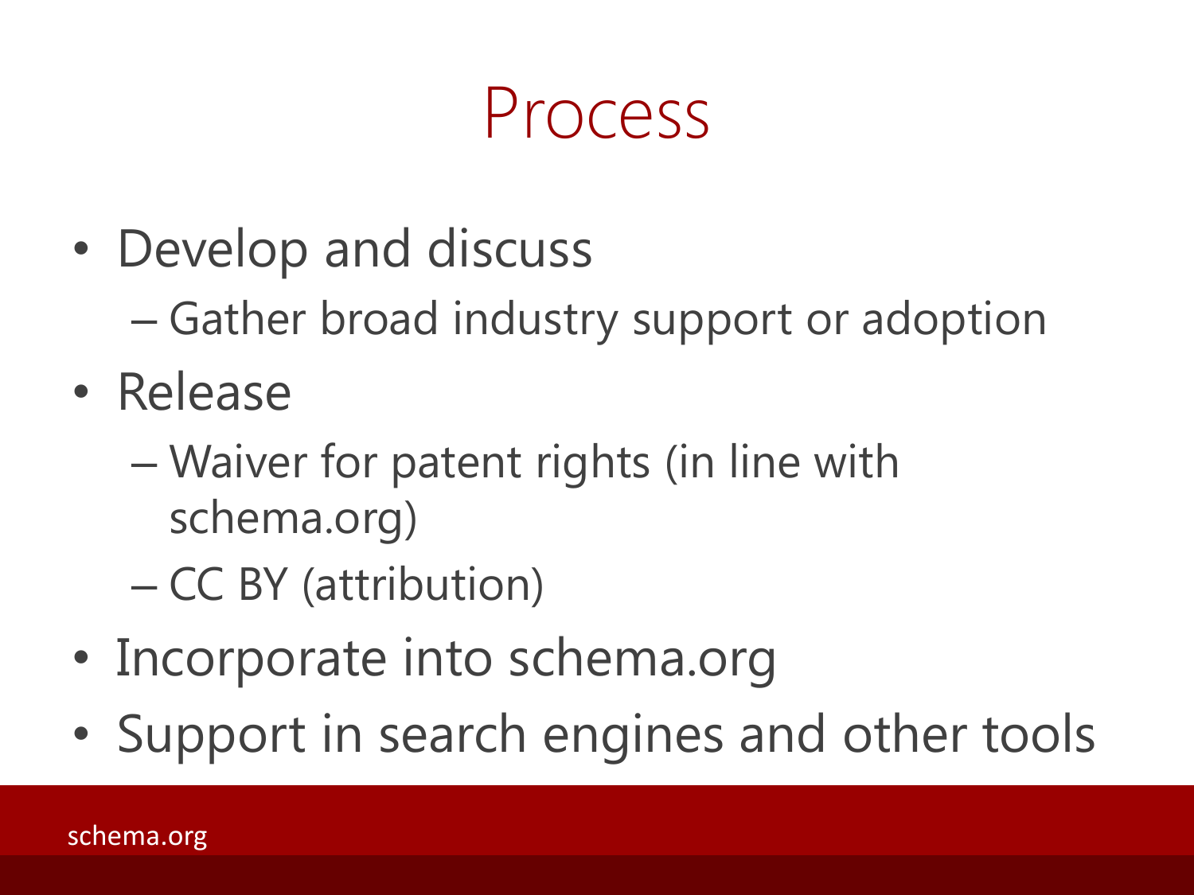# Process

- Develop and discuss
  - Gather broad industry support or adoption
- Release
  - Waiver for patent rights (in line with schema.org)
  - CC BY (attribution)
- Incorporate into schema.org
- Support in search engines and other tools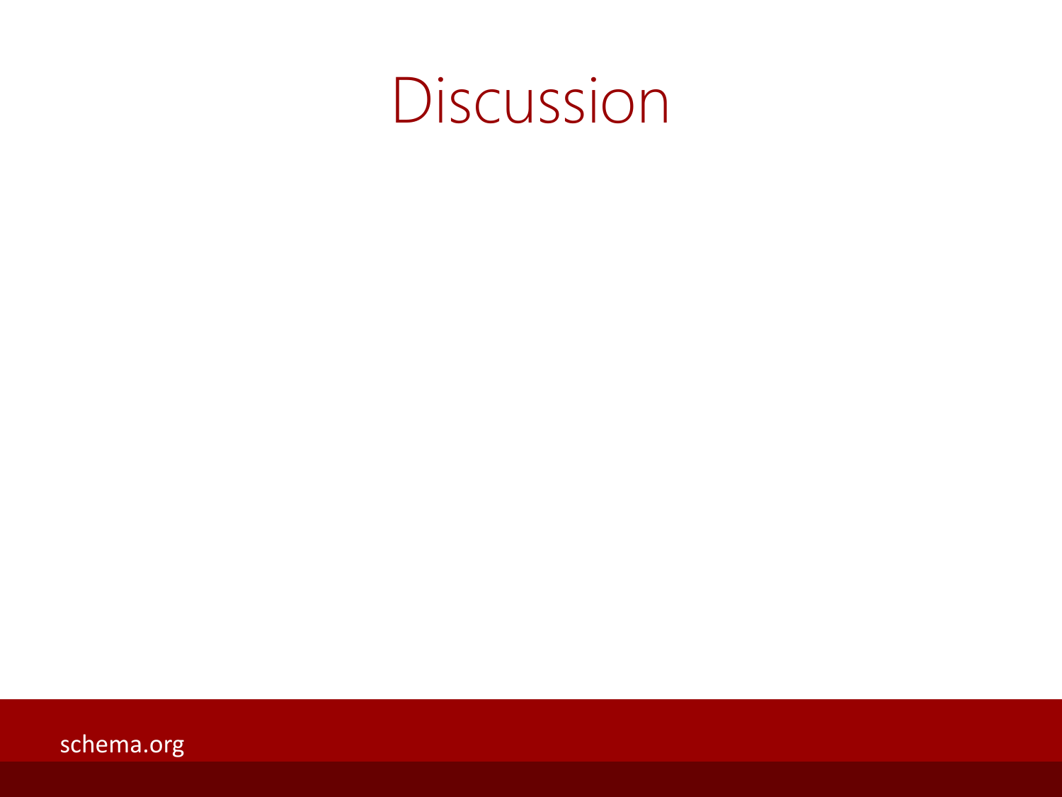# Discussion